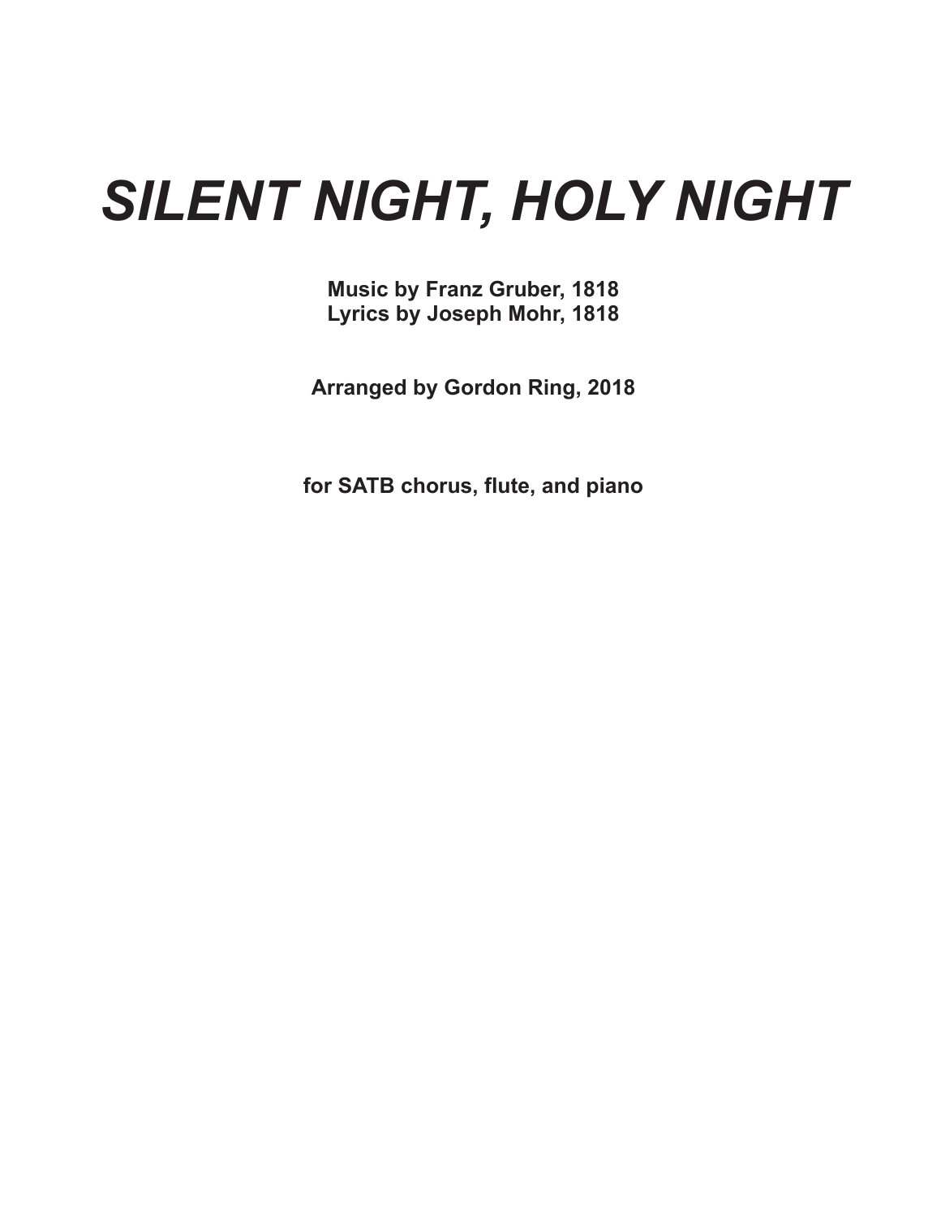# *SILENT NIGHT, HOLY NIGHT*

**Music by Franz Gruber, 1818**
**Lyrics by Joseph Mohr, 1818**

**Arranged by Gordon Ring, 2018**

**for SATB chorus, flute, and piano**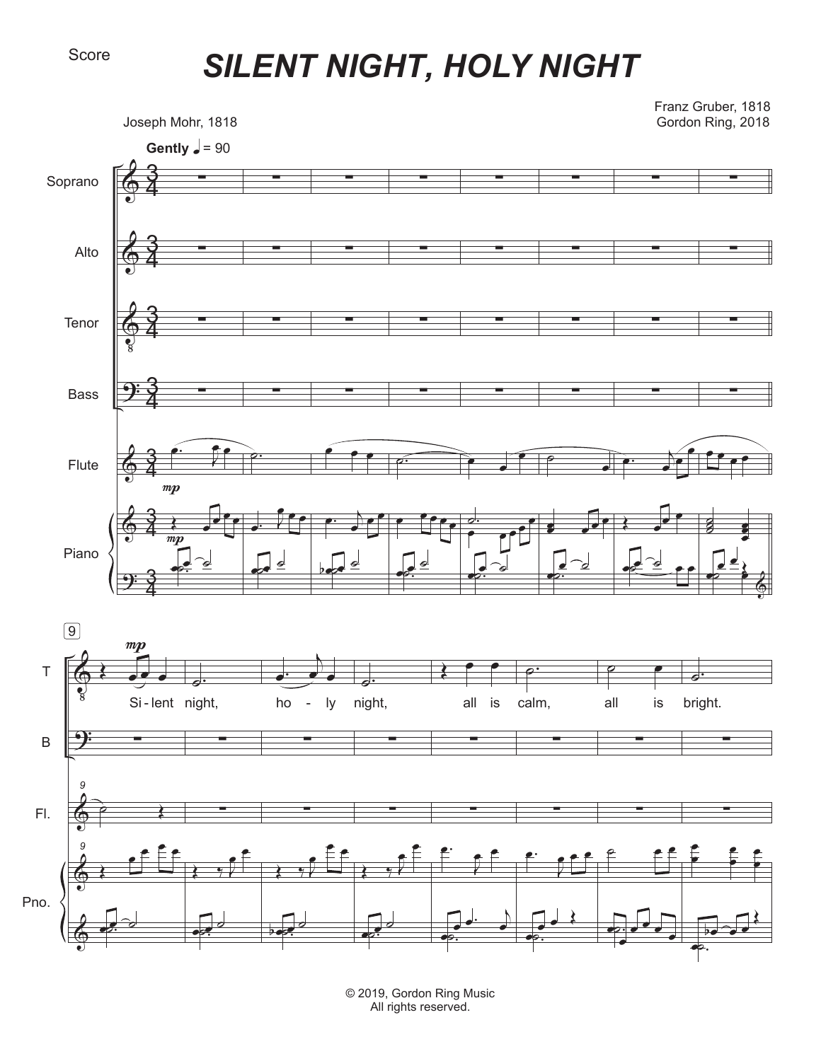Score

# *SILENT NIGHT, HOLY NIGHT*

Joseph Mohr, 1818

Franz Gruber, 1818
Gordon Ring, 2018

**Gently** ♩ = 90

Si - lent night, ho - ly night, all is calm, all is bright.

© 2019, Gordon Ring Music
All rights reserved.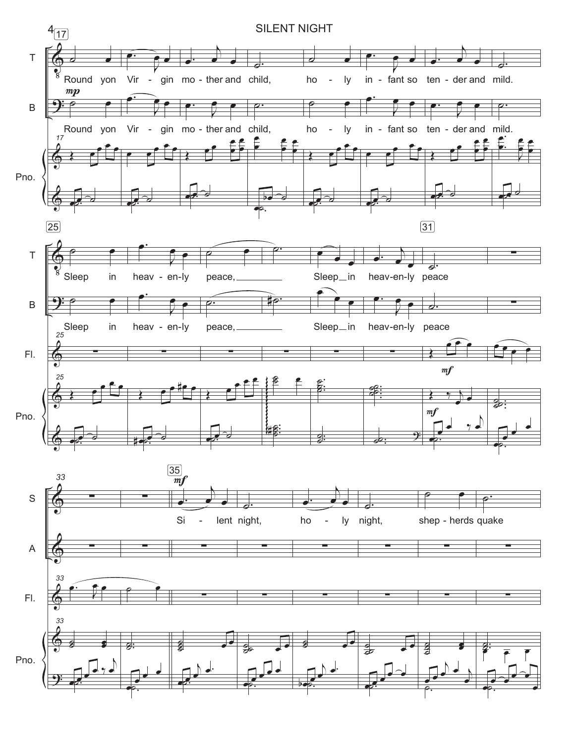# SILENT NIGHT

T: Round yon Vir - gin mo - ther and child, ho - ly in - fant so ten - der and mild.

B: Round yon Vir - gin mo - ther and child, ho - ly in - fant so ten - der and mild.

T: Sleep in heav - en-ly peace, Sleep in heav-en-ly peace

B: Sleep in heav - en-ly peace, Sleep in heav-en-ly peace

S: Si - lent night, ho - ly night, shep - herds quake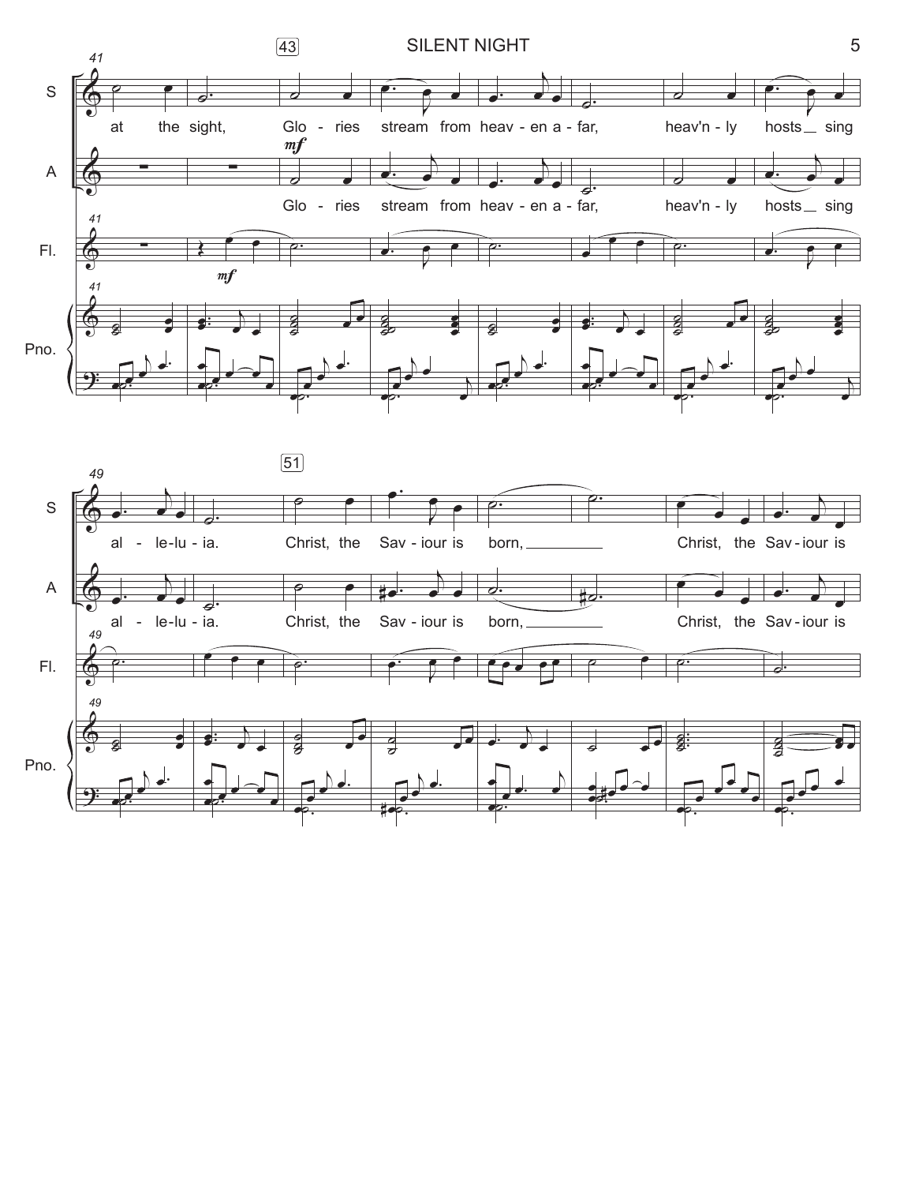S

at the sight, Glo - ries stream from heav - en a - far, heav'n - ly hosts sing

A

*mf*

Glo - ries stream from heav - en a - far, heav'n - ly hosts sing

Fl.

*mf*

Pno.

S

al - le-lu - ia. Christ, the Sav - iour is born, Christ, the Sav - iour is

A

al - le-lu - ia. Christ, the Sav - iour is born, Christ, the Sav - iour is

Fl.

Pno.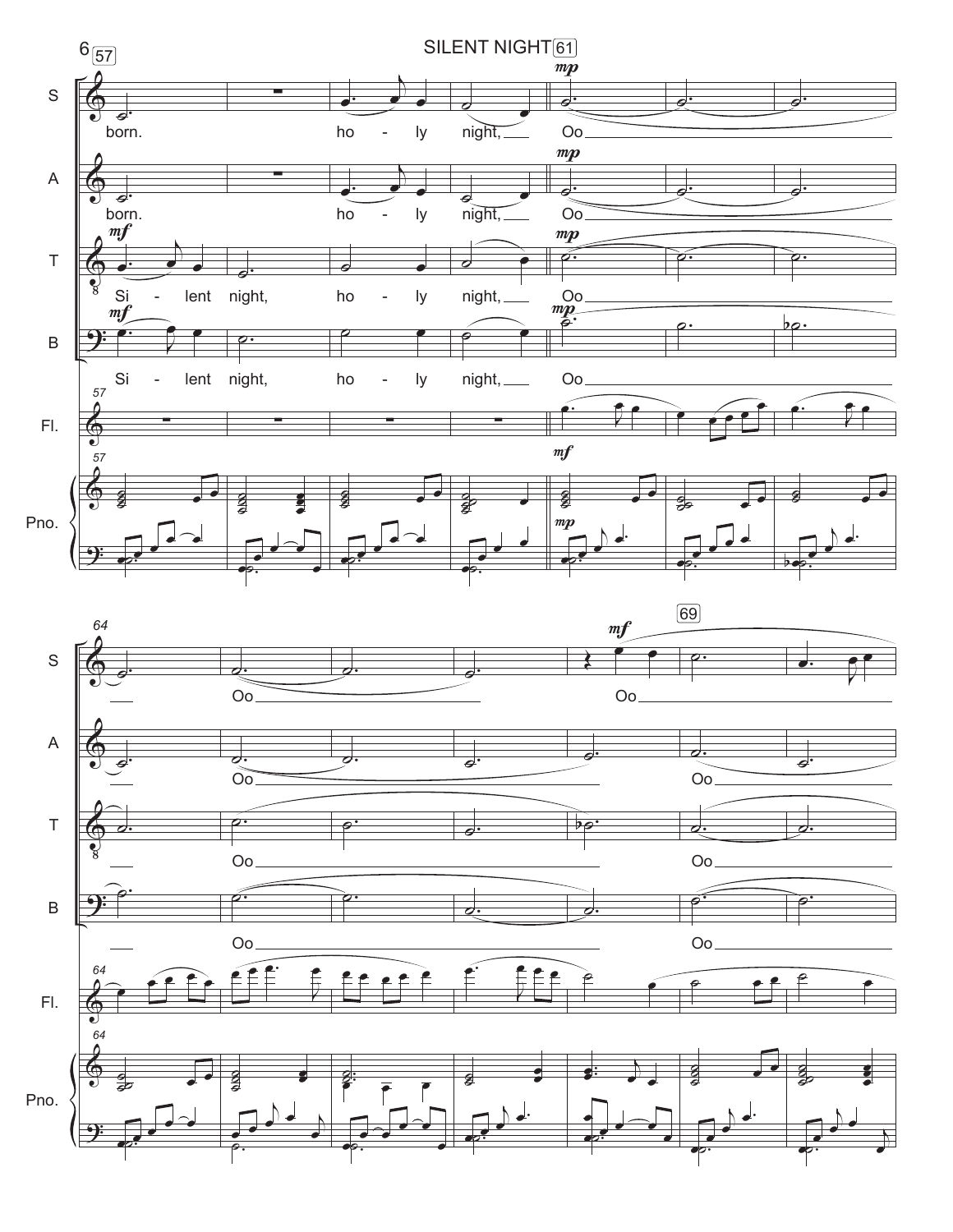SILENT NIGHT

S: born. ho - ly night, Oo Oo Oo

A: born. ho - ly night, Oo Oo Oo

T: Si - lent night, ho - ly night, Oo Oo Oo

B: Si - lent night, ho - ly night, Oo Oo Oo

Fl.

Pno.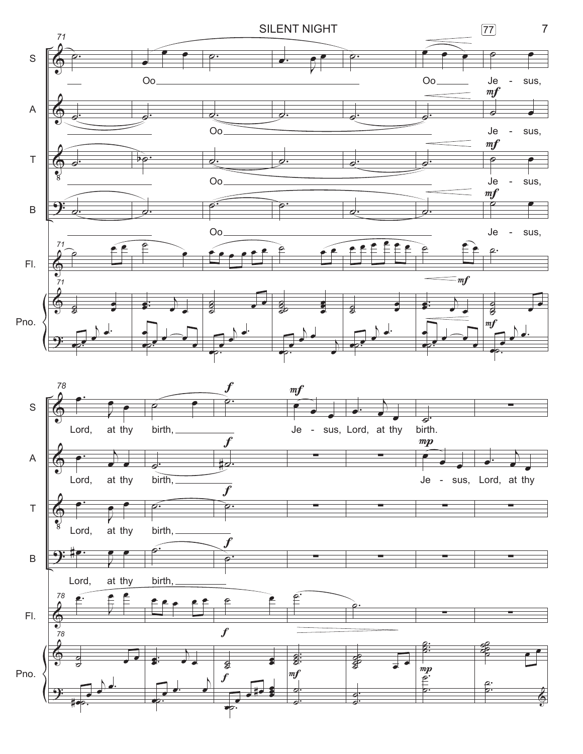71

S: Oo Oo Je - sus,

A: Oo Je - sus,

T: Oo Je - sus,

B: Oo Je - sus,

Fl.

Pno.

78

S: Lord, at thy birth, Je - sus, Lord, at thy birth.

A: Lord, at thy birth, Je - sus, Lord, at thy

T: Lord, at thy birth,

B: Lord, at thy birth,

Fl.

Pno.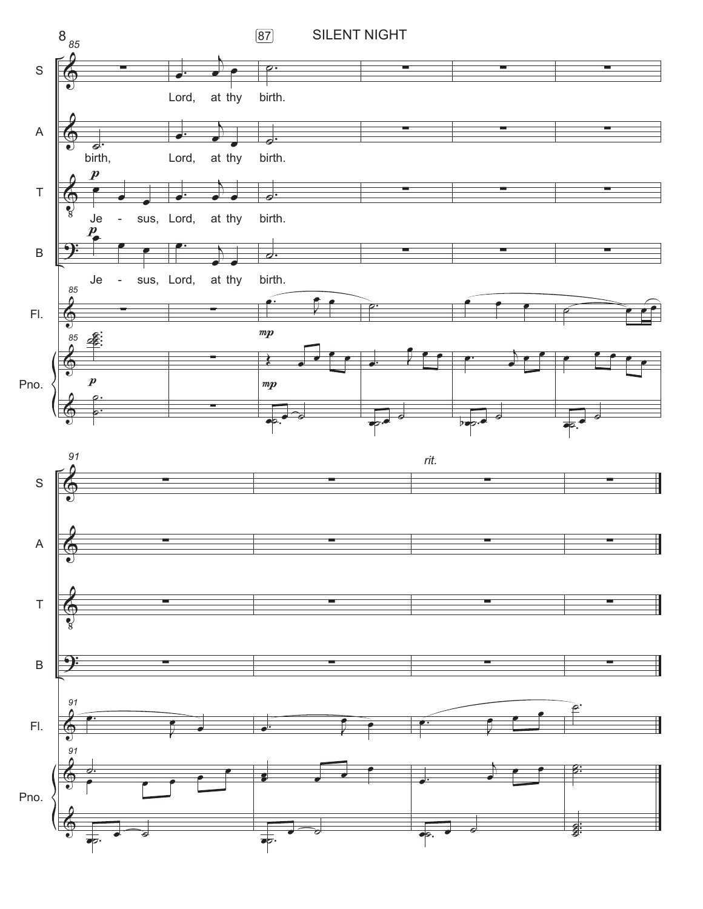S: Lord, at thy birth.

A: birth, Lord, at thy birth.

T: Je - sus, Lord, at thy birth.

B: Je - sus, Lord, at thy birth.

Fl.

Pno.

*rit.*